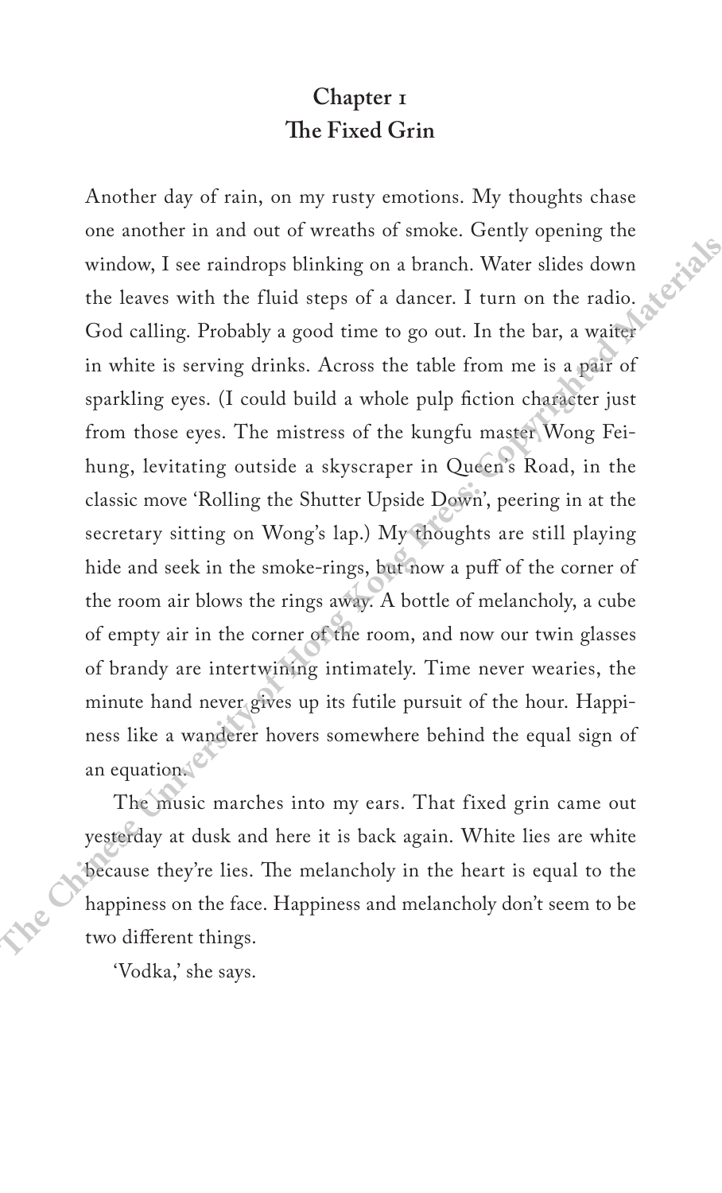## Chapter 1
## The Fixed Grin

Another day of rain, on my rusty emotions. My thoughts chase one another in and out of wreaths of smoke. Gently opening the window, I see raindrops blinking on a branch. Water slides down the leaves with the fluid steps of a dancer. I turn on the radio. God calling. Probably a good time to go out. In the bar, a waiter in white is serving drinks. Across the table from me is a pair of sparkling eyes. (I could build a whole pulp fiction character just from those eyes. The mistress of the kungfu master Wong Fei-hung, levitating outside a skyscraper in Queen's Road, in the classic move 'Rolling the Shutter Upside Down', peering in at the secretary sitting on Wong's lap.) My thoughts are still playing hide and seek in the smoke-rings, but now a puff of the corner of the room air blows the rings away. A bottle of melancholy, a cube of empty air in the corner of the room, and now our twin glasses of brandy are intertwining intimately. Time never wearies, the minute hand never gives up its futile pursuit of the hour. Happiness like a wanderer hovers somewhere behind the equal sign of an equation.

The music marches into my ears. That fixed grin came out yesterday at dusk and here it is back again. White lies are white because they're lies. The melancholy in the heart is equal to the happiness on the face. Happiness and melancholy don't seem to be two different things.

'Vodka,' she says.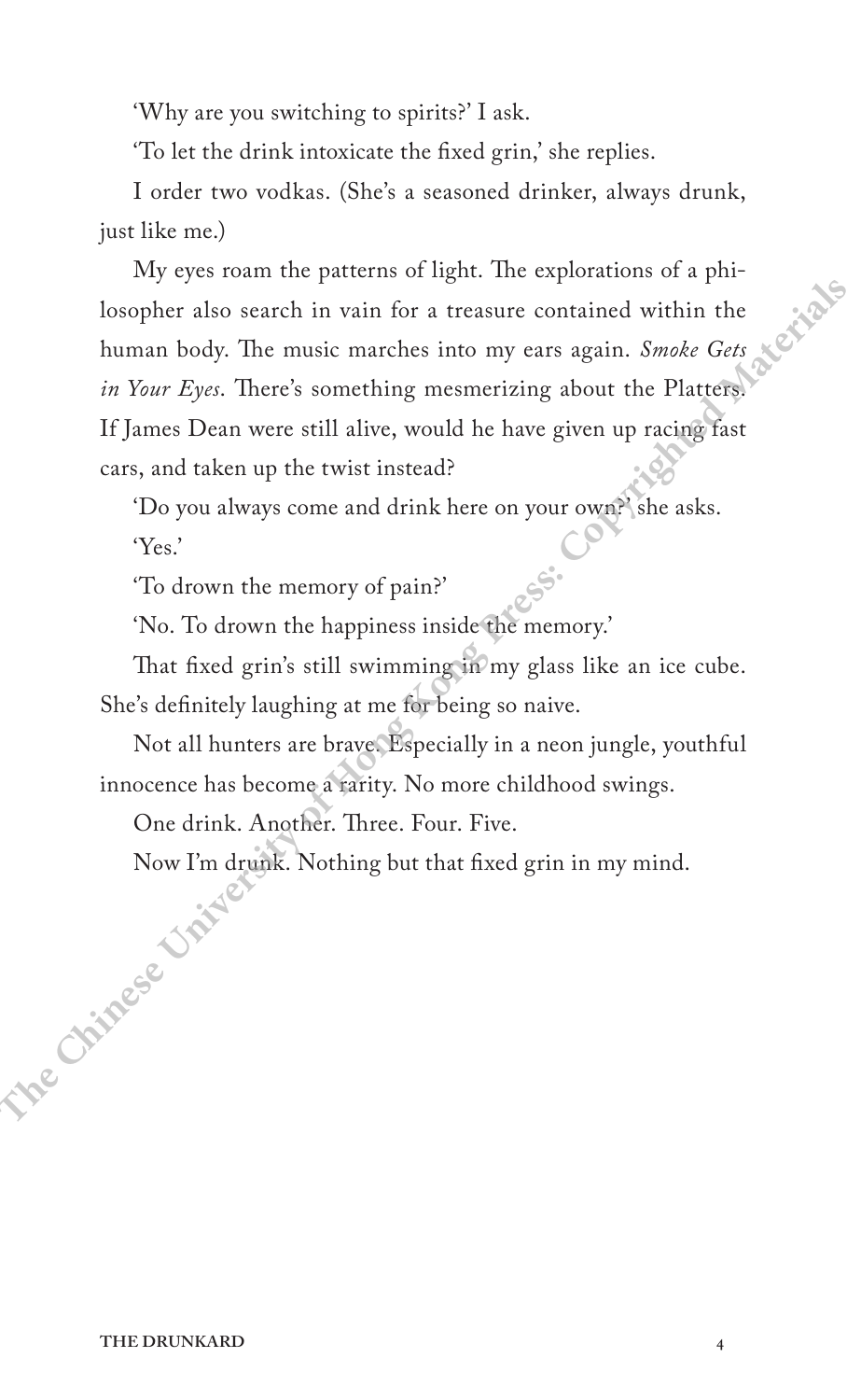'Why are you switching to spirits?' I ask.

'To let the drink intoxicate the fixed grin,' she replies.

I order two vodkas. (She's a seasoned drinker, always drunk, just like me.)

My eyes roam the patterns of light. The explorations of a philosopher also search in vain for a treasure contained within the human body. The music marches into my ears again. *Smoke Gets in Your Eyes*. There's something mesmerizing about the Platters. If James Dean were still alive, would he have given up racing fast cars, and taken up the twist instead?

'Do you always come and drink here on your own?' she asks.

'Yes.'

'To drown the memory of pain?'

'No. To drown the happiness inside the memory.'

That fixed grin's still swimming in my glass like an ice cube. She's definitely laughing at me for being so naive.

Not all hunters are brave. Especially in a neon jungle, youthful innocence has become a rarity. No more childhood swings.

One drink. Another. Three. Four. Five.

Now I'm drunk. Nothing but that fixed grin in my mind.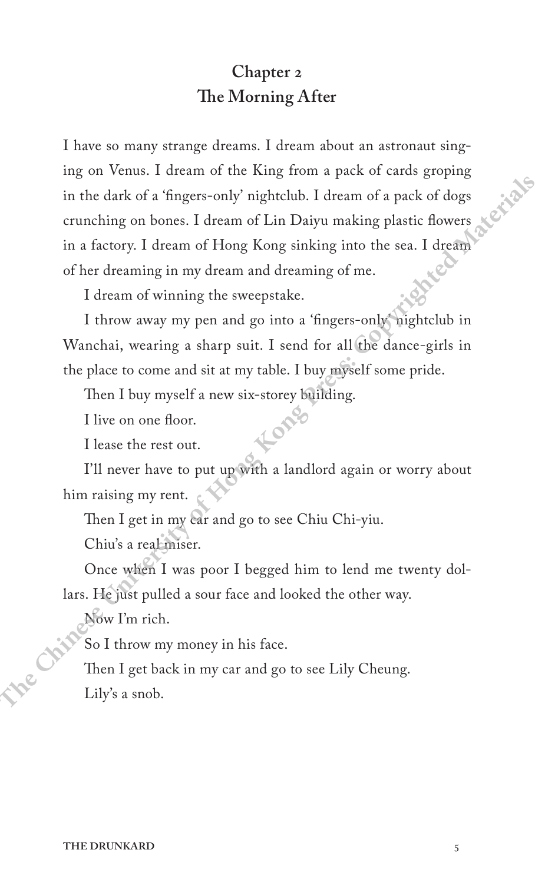## Chapter 2
## The Morning After

I have so many strange dreams. I dream about an astronaut singing on Venus. I dream of the King from a pack of cards groping in the dark of a 'fingers-only' nightclub. I dream of a pack of dogs crunching on bones. I dream of Lin Daiyu making plastic flowers in a factory. I dream of Hong Kong sinking into the sea. I dream of her dreaming in my dream and dreaming of me.

I dream of winning the sweepstake.

I throw away my pen and go into a 'fingers-only' nightclub in Wanchai, wearing a sharp suit. I send for all the dance-girls in the place to come and sit at my table. I buy myself some pride.

Then I buy myself a new six-storey building.

I live on one floor.

I lease the rest out.

I'll never have to put up with a landlord again or worry about him raising my rent.

Then I get in my car and go to see Chiu Chi-yiu.

Chiu's a real miser.

Once when I was poor I begged him to lend me twenty dollars. He just pulled a sour face and looked the other way.

Now I'm rich.

So I throw my money in his face.

Then I get back in my car and go to see Lily Cheung.

Lily's a snob.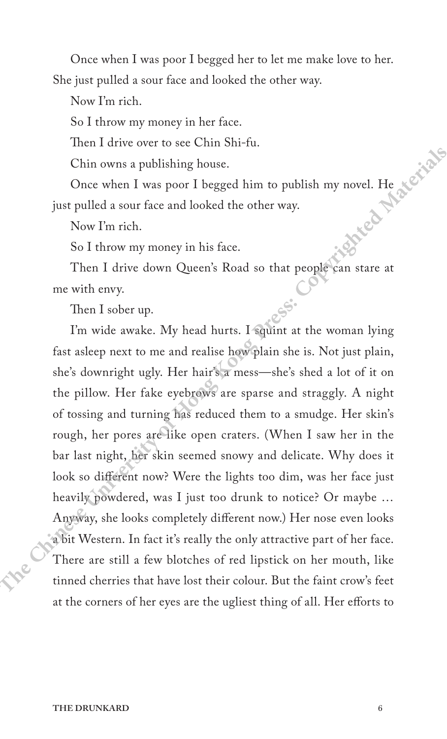Once when I was poor I begged her to let me make love to her. She just pulled a sour face and looked the other way.

Now I'm rich.

So I throw my money in her face.

Then I drive over to see Chin Shi-fu.

Chin owns a publishing house.

Once when I was poor I begged him to publish my novel. He just pulled a sour face and looked the other way.

Now I'm rich.

So I throw my money in his face.

Then I drive down Queen's Road so that people can stare at me with envy.

Then I sober up.

I'm wide awake. My head hurts. I squint at the woman lying fast asleep next to me and realise how plain she is. Not just plain, she's downright ugly. Her hair's a mess—she's shed a lot of it on the pillow. Her fake eyebrows are sparse and straggly. A night of tossing and turning has reduced them to a smudge. Her skin's rough, her pores are like open craters. (When I saw her in the bar last night, her skin seemed snowy and delicate. Why does it look so different now? Were the lights too dim, was her face just heavily powdered, was I just too drunk to notice? Or maybe … Anyway, she looks completely different now.) Her nose even looks a bit Western. In fact it's really the only attractive part of her face. There are still a few blotches of red lipstick on her mouth, like tinned cherries that have lost their colour. But the faint crow's feet at the corners of her eyes are the ugliest thing of all. Her efforts to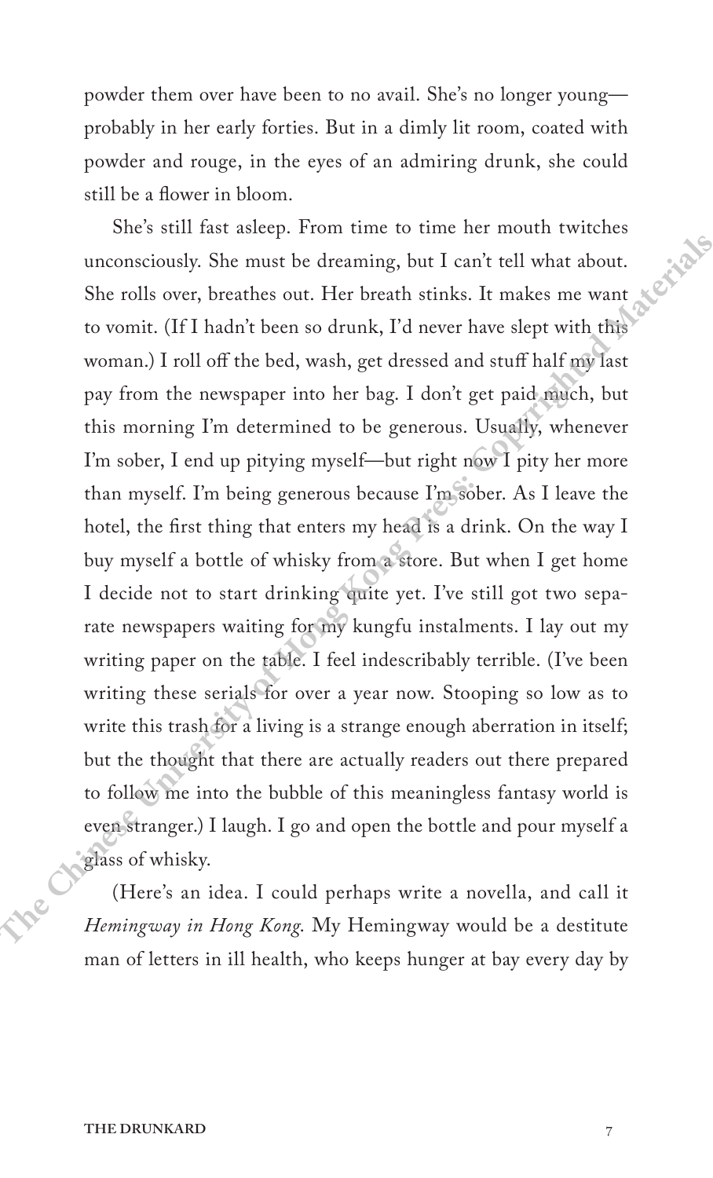powder them over have been to no avail. She's no longer young—probably in her early forties. But in a dimly lit room, coated with powder and rouge, in the eyes of an admiring drunk, she could still be a flower in bloom.

She's still fast asleep. From time to time her mouth twitches unconsciously. She must be dreaming, but I can't tell what about. She rolls over, breathes out. Her breath stinks. It makes me want to vomit. (If I hadn't been so drunk, I'd never have slept with this woman.) I roll off the bed, wash, get dressed and stuff half my last pay from the newspaper into her bag. I don't get paid much, but this morning I'm determined to be generous. Usually, whenever I'm sober, I end up pitying myself—but right now I pity her more than myself. I'm being generous because I'm sober. As I leave the hotel, the first thing that enters my head is a drink. On the way I buy myself a bottle of whisky from a store. But when I get home I decide not to start drinking quite yet. I've still got two separate newspapers waiting for my kungfu instalments. I lay out my writing paper on the table. I feel indescribably terrible. (I've been writing these serials for over a year now. Stooping so low as to write this trash for a living is a strange enough aberration in itself; but the thought that there are actually readers out there prepared to follow me into the bubble of this meaningless fantasy world is even stranger.) I laugh. I go and open the bottle and pour myself a glass of whisky.

(Here's an idea. I could perhaps write a novella, and call it *Hemingway in Hong Kong*. My Hemingway would be a destitute man of letters in ill health, who keeps hunger at bay every day by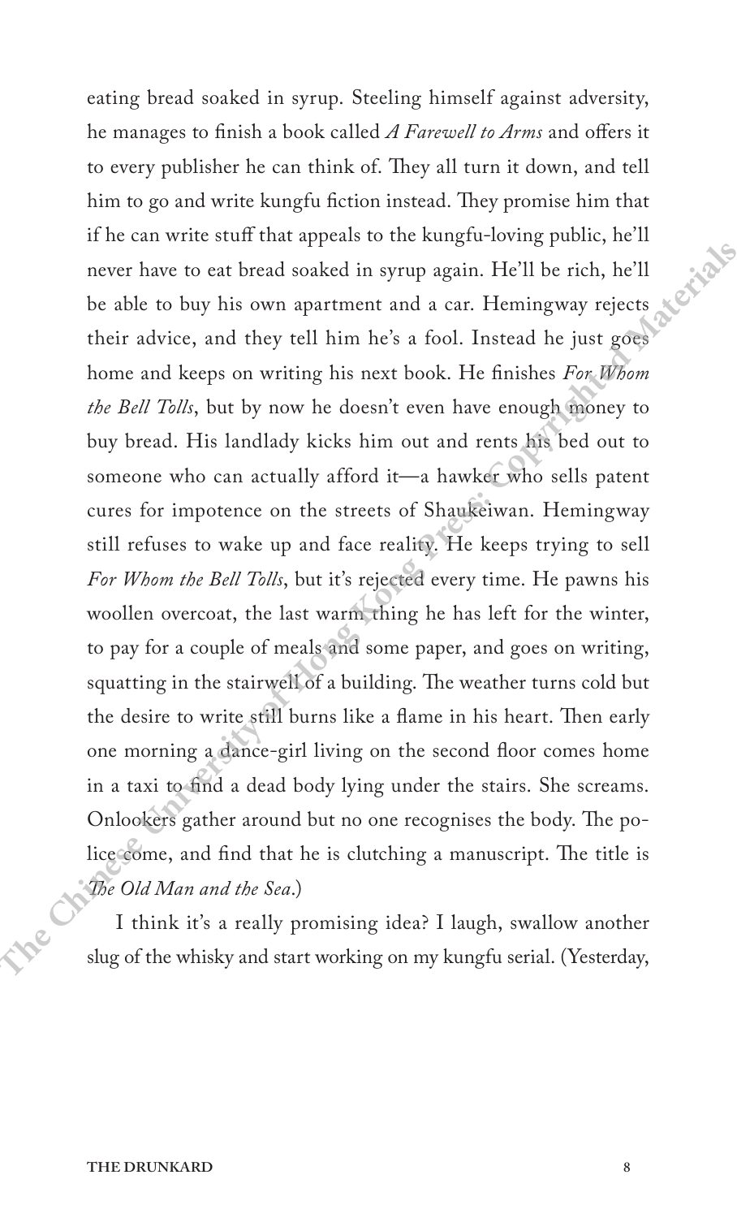eating bread soaked in syrup. Steeling himself against adversity, he manages to finish a book called *A Farewell to Arms* and offers it to every publisher he can think of. They all turn it down, and tell him to go and write kungfu fiction instead. They promise him that if he can write stuff that appeals to the kungfu-loving public, he'll never have to eat bread soaked in syrup again. He'll be rich, he'll be able to buy his own apartment and a car. Hemingway rejects their advice, and they tell him he's a fool. Instead he just goes home and keeps on writing his next book. He finishes *For Whom the Bell Tolls*, but by now he doesn't even have enough money to buy bread. His landlady kicks him out and rents his bed out to someone who can actually afford it—a hawker who sells patent cures for impotence on the streets of Shaukeiwan. Hemingway still refuses to wake up and face reality. He keeps trying to sell *For Whom the Bell Tolls*, but it's rejected every time. He pawns his woollen overcoat, the last warm thing he has left for the winter, to pay for a couple of meals and some paper, and goes on writing, squatting in the stairwell of a building. The weather turns cold but the desire to write still burns like a flame in his heart. Then early one morning a dance-girl living on the second floor comes home in a taxi to find a dead body lying under the stairs. She screams. Onlookers gather around but no one recognises the body. The police come, and find that he is clutching a manuscript. The title is *The Old Man and the Sea*.)

I think it's a really promising idea? I laugh, swallow another slug of the whisky and start working on my kungfu serial. (Yesterday,